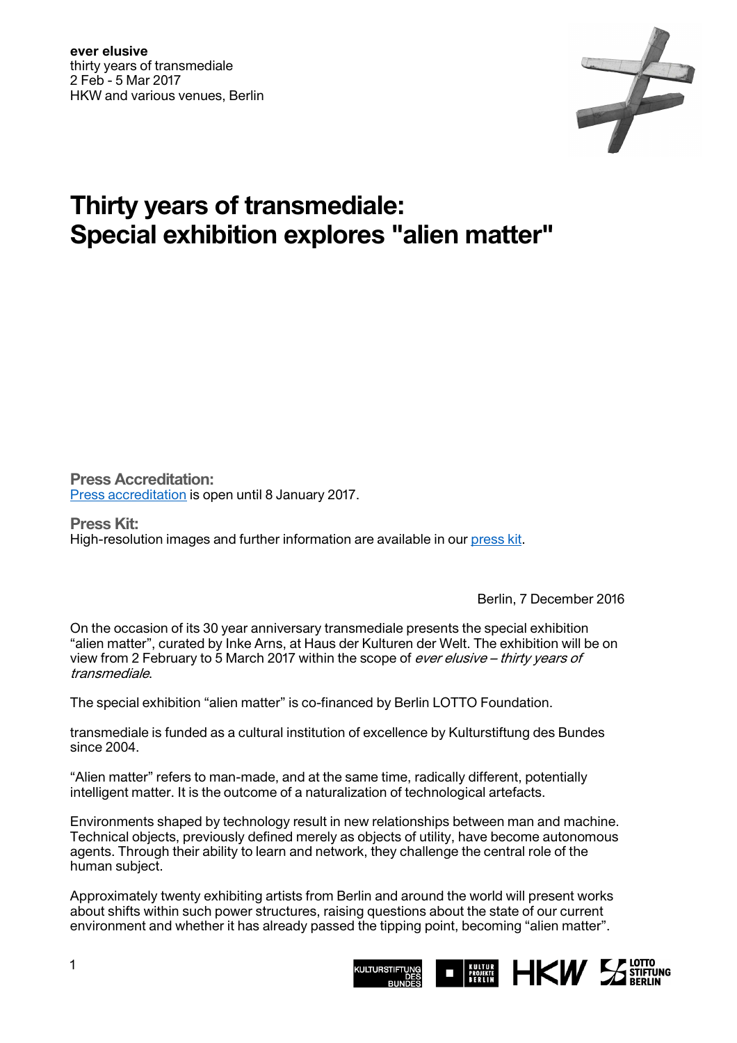**ever elusive**
thirty years of transmediale
2 Feb - 5 Mar 2017
HKW and various venues, Berlin

# Thirty years of transmediale: Special exhibition explores "alien matter"

**Press Accreditation:**
Press accreditation is open until 8 January 2017.

**Press Kit:**
High-resolution images and further information are available in our press kit.

Berlin, 7 December 2016

On the occasion of its 30 year anniversary transmediale presents the special exhibition "alien matter", curated by Inke Arns, at Haus der Kulturen der Welt. The exhibition will be on view from 2 February to 5 March 2017 within the scope of *ever elusive – thirty years of transmediale*.

The special exhibition "alien matter" is co-financed by Berlin LOTTO Foundation.

transmediale is funded as a cultural institution of excellence by Kulturstiftung des Bundes since 2004.

"Alien matter" refers to man-made, and at the same time, radically different, potentially intelligent matter. It is the outcome of a naturalization of technological artefacts.

Environments shaped by technology result in new relationships between man and machine. Technical objects, previously defined merely as objects of utility, have become autonomous agents. Through their ability to learn and network, they challenge the central role of the human subject.

Approximately twenty exhibiting artists from Berlin and around the world will present works about shifts within such power structures, raising questions about the state of our current environment and whether it has already passed the tipping point, becoming "alien matter".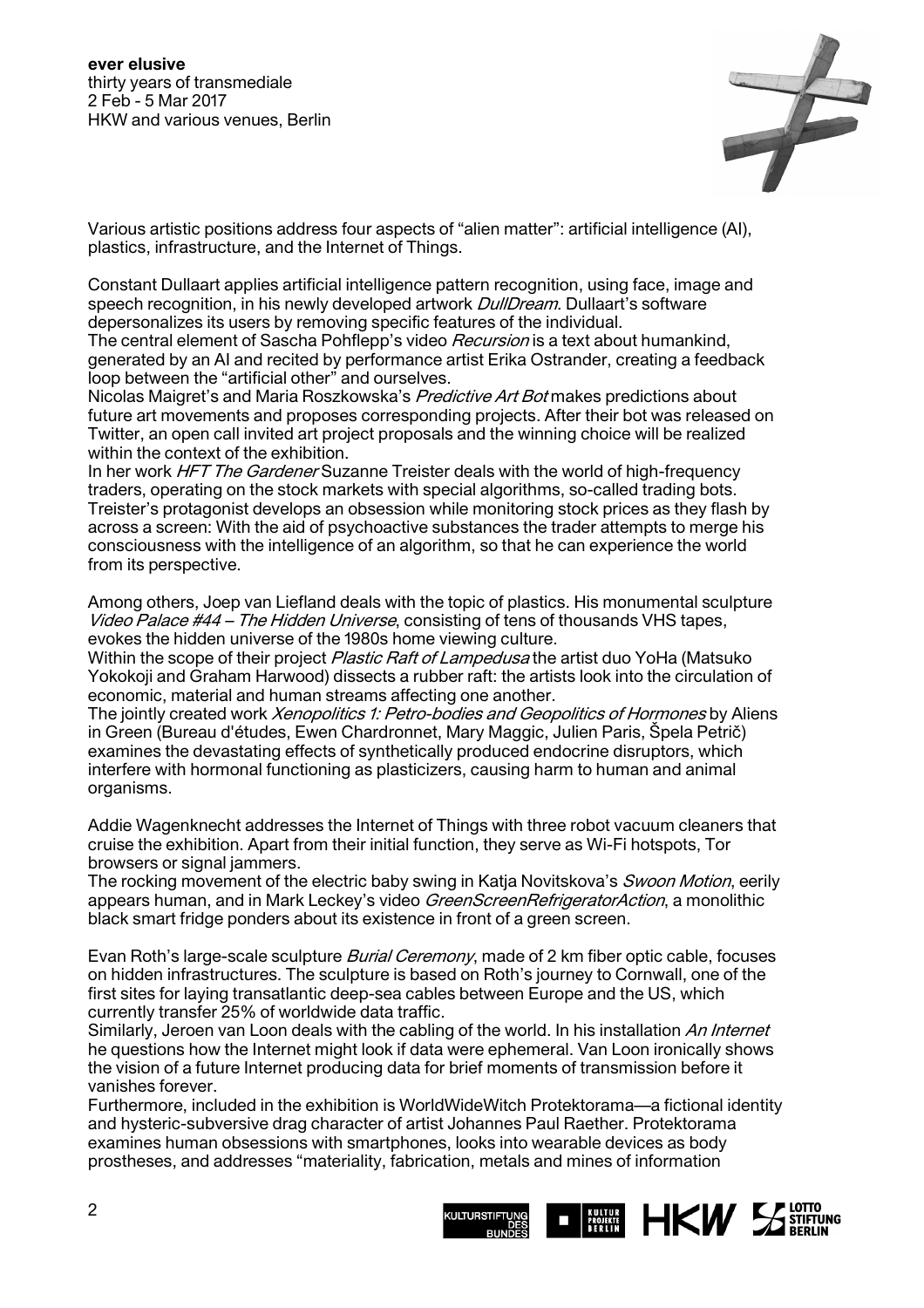Various artistic positions address four aspects of "alien matter": artificial intelligence (AI), plastics, infrastructure, and the Internet of Things.

Constant Dullaart applies artificial intelligence pattern recognition, using face, image and speech recognition, in his newly developed artwork *DullDream*. Dullaart's software depersonalizes its users by removing specific features of the individual.
The central element of Sascha Pohflepp's video *Recursion* is a text about humankind, generated by an AI and recited by performance artist Erika Ostrander, creating a feedback loop between the "artificial other" and ourselves.
Nicolas Maigret's and Maria Roszkowska's *Predictive Art Bot* makes predictions about future art movements and proposes corresponding projects. After their bot was released on Twitter, an open call invited art project proposals and the winning choice will be realized within the context of the exhibition.
In her work *HFT The Gardener* Suzanne Treister deals with the world of high-frequency traders, operating on the stock markets with special algorithms, so-called trading bots. Treister's protagonist develops an obsession while monitoring stock prices as they flash by across a screen: With the aid of psychoactive substances the trader attempts to merge his consciousness with the intelligence of an algorithm, so that he can experience the world from its perspective.

Among others, Joep van Liefland deals with the topic of plastics. His monumental sculpture *Video Palace #44 – The Hidden Universe*, consisting of tens of thousands VHS tapes, evokes the hidden universe of the 1980s home viewing culture.
Within the scope of their project *Plastic Raft of Lampedusa* the artist duo YoHa (Matsuko Yokokoji and Graham Harwood) dissects a rubber raft: the artists look into the circulation of economic, material and human streams affecting one another.
The jointly created work *Xenopolitics 1: Petro-bodies and Geopolitics of Hormones* by Aliens in Green (Bureau d'études, Ewen Chardronnet, Mary Maggic, Julien Paris, Špela Petrič) examines the devastating effects of synthetically produced endocrine disruptors, which interfere with hormonal functioning as plasticizers, causing harm to human and animal organisms.

Addie Wagenknecht addresses the Internet of Things with three robot vacuum cleaners that cruise the exhibition. Apart from their initial function, they serve as Wi-Fi hotspots, Tor browsers or signal jammers.
The rocking movement of the electric baby swing in Katja Novitskova's *Swoon Motion*, eerily appears human, and in Mark Leckey's video *GreenScreenRefrigeratorAction*, a monolithic black smart fridge ponders about its existence in front of a green screen.

Evan Roth's large-scale sculpture *Burial Ceremony*, made of 2 km fiber optic cable, focuses on hidden infrastructures. The sculpture is based on Roth's journey to Cornwall, one of the first sites for laying transatlantic deep-sea cables between Europe and the US, which currently transfer 25% of worldwide data traffic.
Similarly, Jeroen van Loon deals with the cabling of the world. In his installation *An Internet* he questions how the Internet might look if data were ephemeral. Van Loon ironically shows the vision of a future Internet producing data for brief moments of transmission before it vanishes forever.
Furthermore, included in the exhibition is WorldWideWitch Protektorama—a fictional identity and hysteric-subversive drag character of artist Johannes Paul Raether. Protektorama examines human obsessions with smartphones, looks into wearable devices as body prostheses, and addresses "materiality, fabrication, metals and mines of information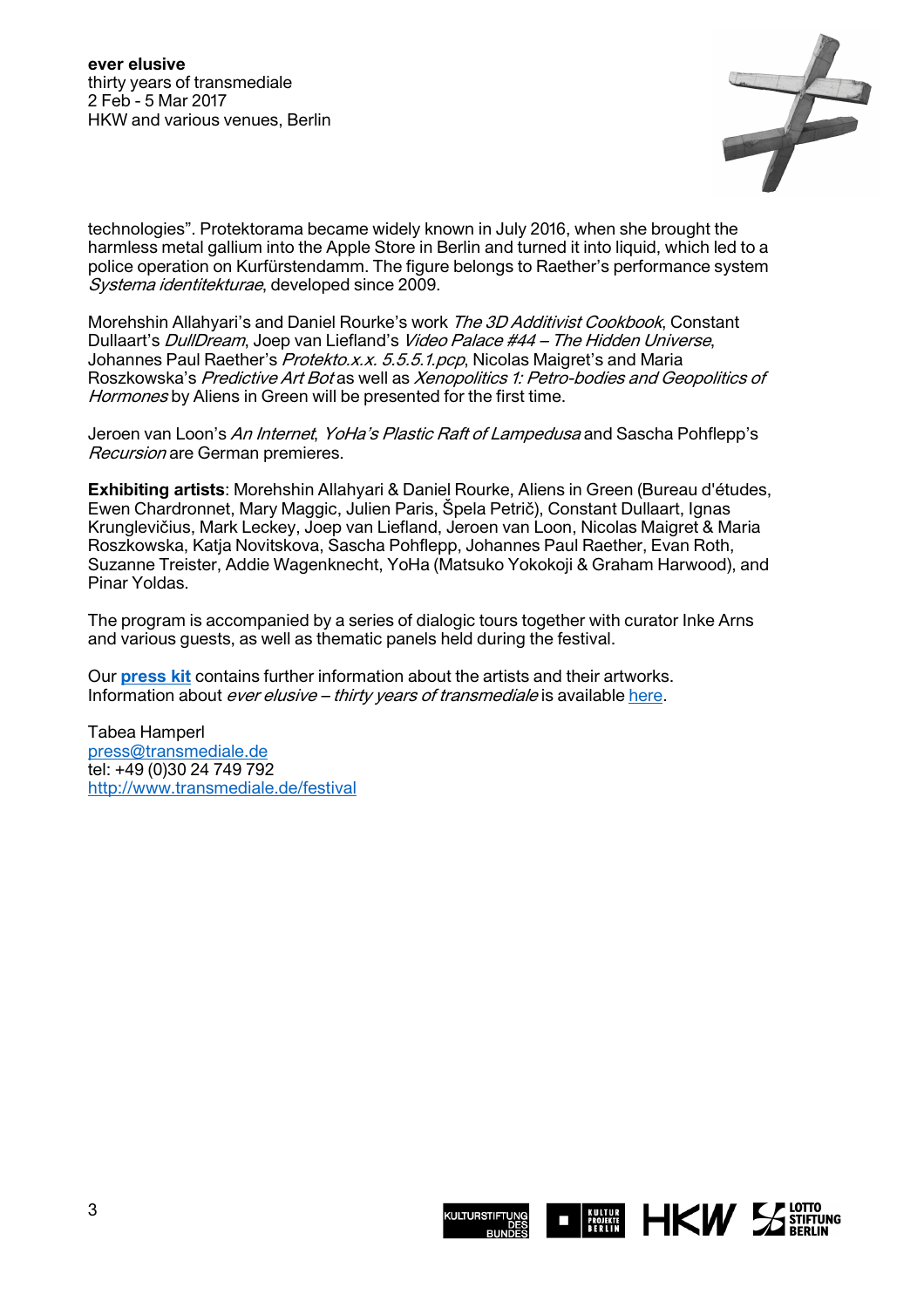technologies". Protektorama became widely known in July 2016, when she brought the harmless metal gallium into the Apple Store in Berlin and turned it into liquid, which led to a police operation on Kurfürstendamm. The figure belongs to Raether's performance system *Systema identitekturae*, developed since 2009.

Morehshin Allahyari's and Daniel Rourke's work *The 3D Additivist Cookbook*, Constant Dullaart's *DullDream*, Joep van Liefland's *Video Palace #44 – The Hidden Universe*, Johannes Paul Raether's *Protekto.x.x. 5.5.5.1.pcp*, Nicolas Maigret's and Maria Roszkowska's *Predictive Art Bot* as well as *Xenopolitics 1: Petro-bodies and Geopolitics of Hormones* by Aliens in Green will be presented for the first time.

Jeroen van Loon's *An Internet*, *YoHa's Plastic Raft of Lampedusa* and Sascha Pohflepp's *Recursion* are German premieres.

**Exhibiting artists**: Morehshin Allahyari & Daniel Rourke, Aliens in Green (Bureau d'études, Ewen Chardronnet, Mary Maggic, Julien Paris, Špela Petrič), Constant Dullaart, Ignas Krunglevičius, Mark Leckey, Joep van Liefland, Jeroen van Loon, Nicolas Maigret & Maria Roszkowska, Katja Novitskova, Sascha Pohflepp, Johannes Paul Raether, Evan Roth, Suzanne Treister, Addie Wagenknecht, YoHa (Matsuko Yokokoji & Graham Harwood), and Pinar Yoldas.

The program is accompanied by a series of dialogic tours together with curator Inke Arns and various guests, as well as thematic panels held during the festival.

Our **press kit** contains further information about the artists and their artworks. Information about *ever elusive – thirty years of transmediale* is available here.

Tabea Hamperl
press@transmediale.de
tel: +49 (0)30 24 749 792
http://www.transmediale.de/festival